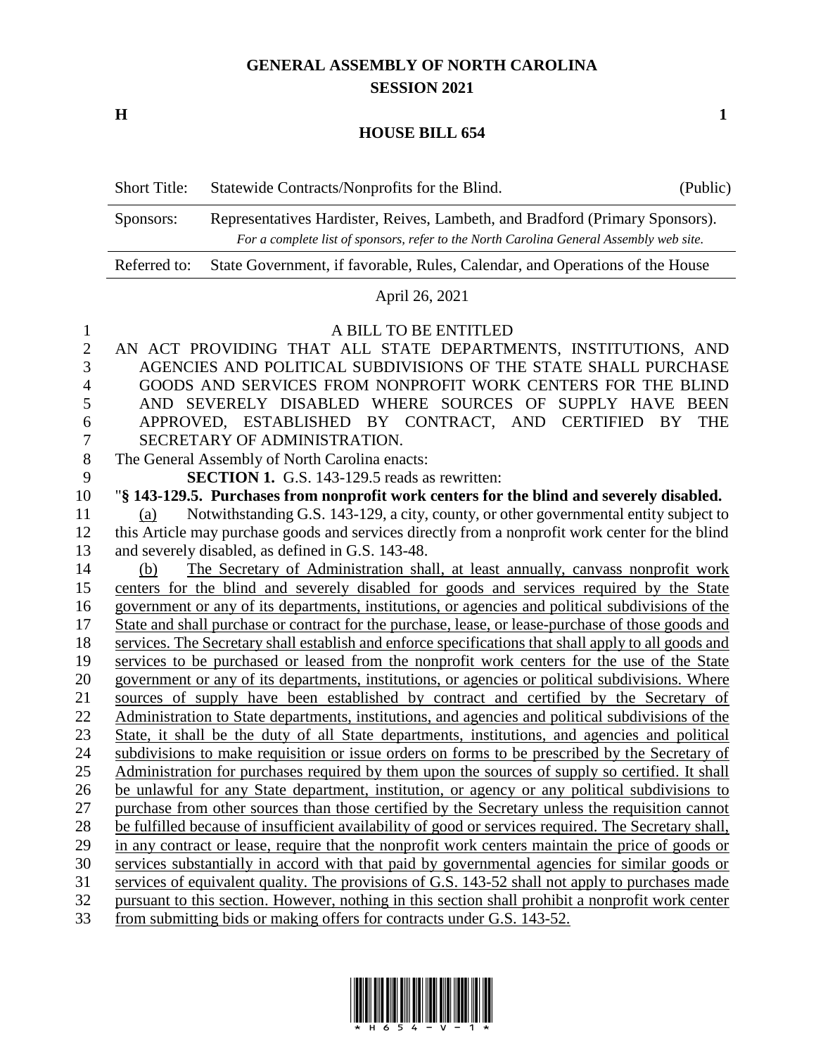# GENERAL ASSEMBLY OF NORTH CAROLINA
## SESSION 2021

**H** **1**

## HOUSE BILL 654

| Short Title: | Statewide Contracts/Nonprofits for the Blind. | (Public) |
|---|---|---|
| Sponsors: | Representatives Hardister, Reives, Lambeth, and Bradford (Primary Sponsors). *For a complete list of sponsors, refer to the North Carolina General Assembly web site.* | |
| Referred to: | State Government, if favorable, Rules, Calendar, and Operations of the House | |

April 26, 2021

A BILL TO BE ENTITLED

AN ACT PROVIDING THAT ALL STATE DEPARTMENTS, INSTITUTIONS, AND AGENCIES AND POLITICAL SUBDIVISIONS OF THE STATE SHALL PURCHASE GOODS AND SERVICES FROM NONPROFIT WORK CENTERS FOR THE BLIND AND SEVERELY DISABLED WHERE SOURCES OF SUPPLY HAVE BEEN APPROVED, ESTABLISHED BY CONTRACT, AND CERTIFIED BY THE SECRETARY OF ADMINISTRATION.

The General Assembly of North Carolina enacts:

**SECTION 1.** G.S. 143-129.5 reads as rewritten:

"**§ 143-129.5. Purchases from nonprofit work centers for the blind and severely disabled.**

(a) Notwithstanding G.S. 143-129, a city, county, or other governmental entity subject to this Article may purchase goods and services directly from a nonprofit work center for the blind and severely disabled, as defined in G.S. 143-48.

(b) The Secretary of Administration shall, at least annually, canvass nonprofit work centers for the blind and severely disabled for goods and services required by the State government or any of its departments, institutions, or agencies and political subdivisions of the State and shall purchase or contract for the purchase, lease, or lease-purchase of those goods and services. The Secretary shall establish and enforce specifications that shall apply to all goods and services to be purchased or leased from the nonprofit work centers for the use of the State government or any of its departments, institutions, or agencies or political subdivisions. Where sources of supply have been established by contract and certified by the Secretary of Administration to State departments, institutions, and agencies and political subdivisions of the State, it shall be the duty of all State departments, institutions, and agencies and political subdivisions to make requisition or issue orders on forms to be prescribed by the Secretary of Administration for purchases required by them upon the sources of supply so certified. It shall be unlawful for any State department, institution, or agency or any political subdivisions to purchase from other sources than those certified by the Secretary unless the requisition cannot be fulfilled because of insufficient availability of good or services required. The Secretary shall, in any contract or lease, require that the nonprofit work centers maintain the price of goods or services substantially in accord with that paid by governmental agencies for similar goods or services of equivalent quality. The provisions of G.S. 143-52 shall not apply to purchases made pursuant to this section. However, nothing in this section shall prohibit a nonprofit work center from submitting bids or making offers for contracts under G.S. 143-52.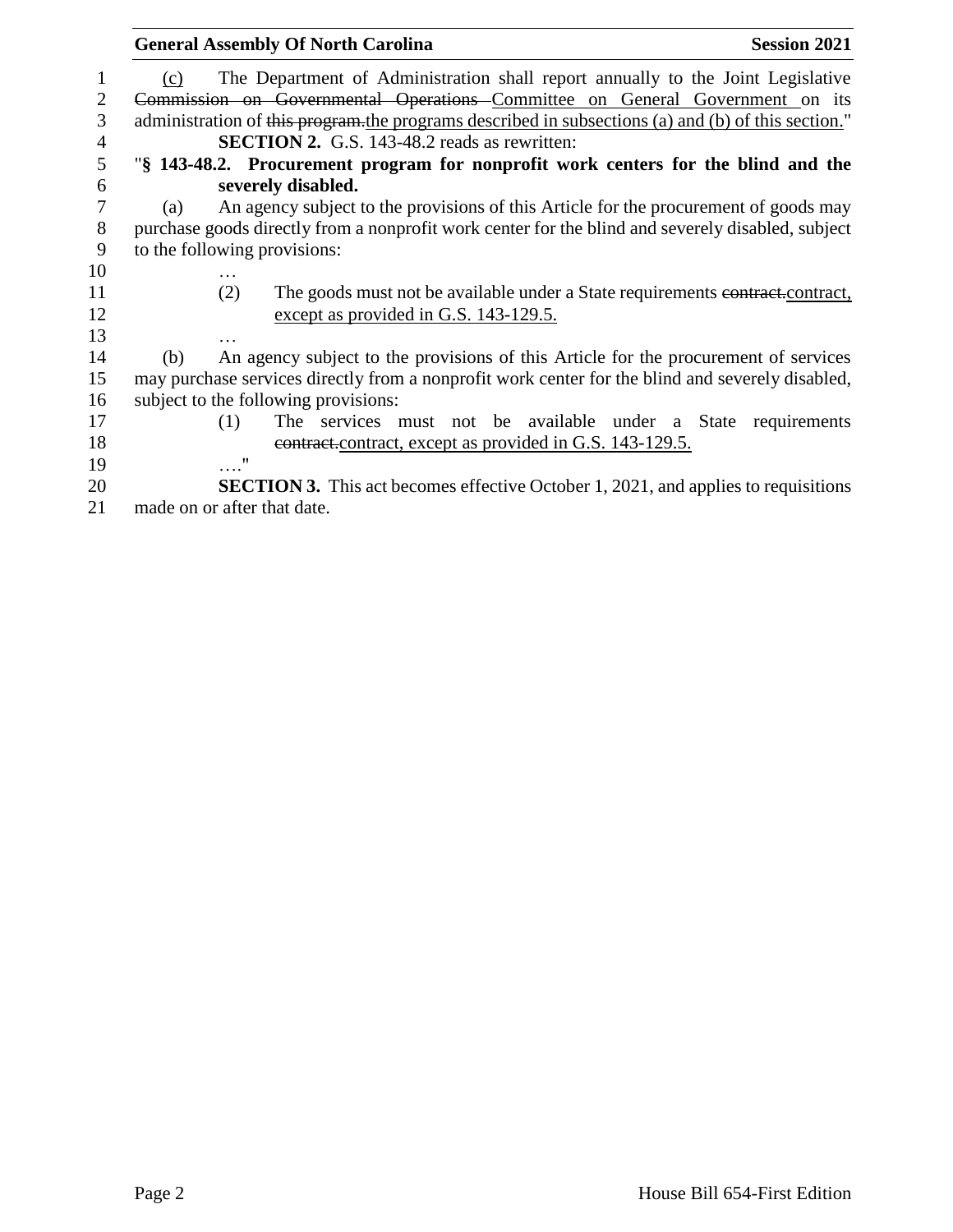(c) The Department of Administration shall report annually to the Joint Legislative ~~Commission on Governmental Operations~~ Committee on General Government on its administration of ~~this program.~~the programs described in subsections (a) and (b) of this section."

**SECTION 2.** G.S. 143-48.2 reads as rewritten:

"**§ 143-48.2. Procurement program for nonprofit work centers for the blind and the severely disabled.**

(a) An agency subject to the provisions of this Article for the procurement of goods may purchase goods directly from a nonprofit work center for the blind and severely disabled, subject to the following provisions:

…

(2) The goods must not be available under a State requirements ~~contract.~~contract, except as provided in G.S. 143-129.5.

…

(b) An agency subject to the provisions of this Article for the procurement of services may purchase services directly from a nonprofit work center for the blind and severely disabled, subject to the following provisions:

(1) The services must not be available under a State requirements ~~contract.~~contract, except as provided in G.S. 143-129.5.

…."

**SECTION 3.** This act becomes effective October 1, 2021, and applies to requisitions made on or after that date.